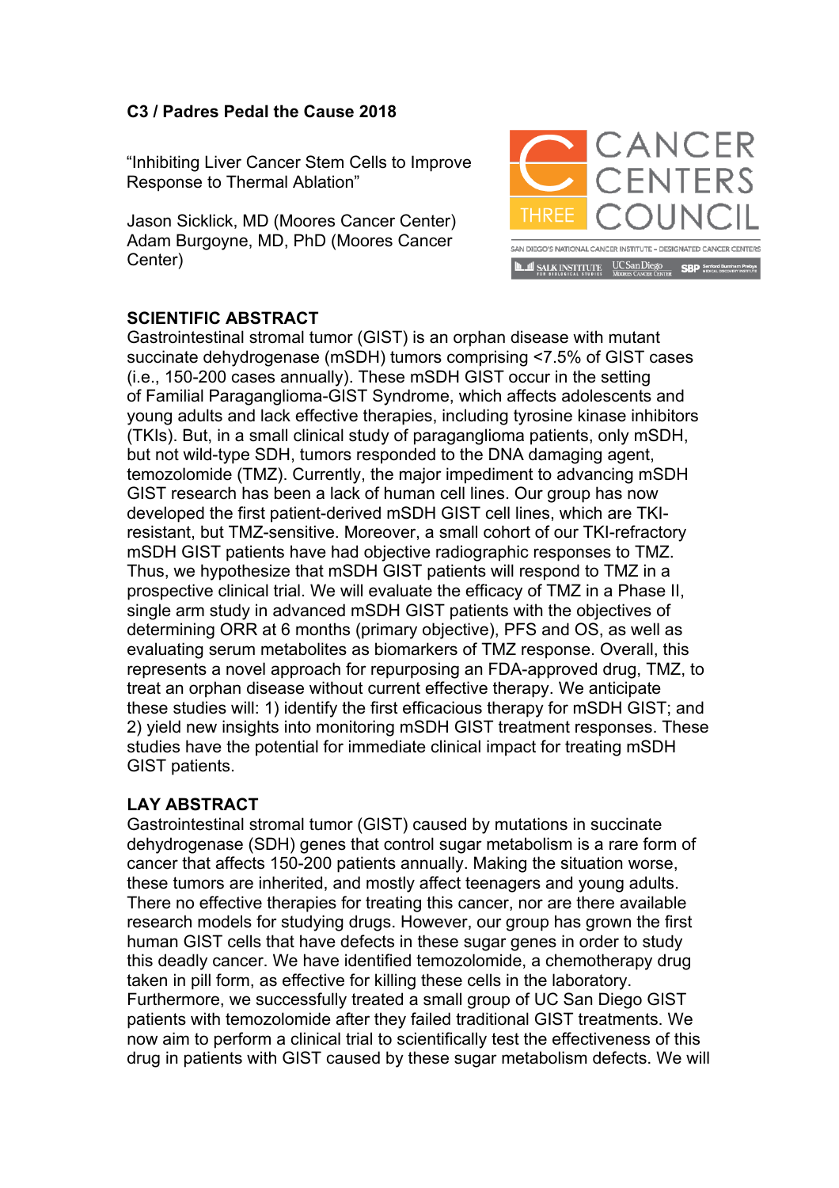**C3 / Padres Pedal the Cause 2018**

"Inhibiting Liver Cancer Stem Cells to Improve Response to Thermal Ablation"

Jason Sicklick, MD (Moores Cancer Center)
Adam Burgoyne, MD, PhD (Moores Cancer Center)

CANCER CENTERS COUNCIL THREE

SAN DIEGO'S NATIONAL CANCER INSTITUTE – DESIGNATED CANCER CENTERS

SALK INSTITUTE FOR BIOLOGICAL STUDIES | UC San Diego Moores Cancer Center | SBP Sanford Burnham Prebys Medical Discovery Institute

## SCIENTIFIC ABSTRACT

Gastrointestinal stromal tumor (GIST) is an orphan disease with mutant succinate dehydrogenase (mSDH) tumors comprising <7.5% of GIST cases (i.e., 150-200 cases annually). These mSDH GIST occur in the setting of Familial Paraganglioma-GIST Syndrome, which affects adolescents and young adults and lack effective therapies, including tyrosine kinase inhibitors (TKIs). But, in a small clinical study of paraganglioma patients, only mSDH, but not wild-type SDH, tumors responded to the DNA damaging agent, temozolomide (TMZ). Currently, the major impediment to advancing mSDH GIST research has been a lack of human cell lines. Our group has now developed the first patient-derived mSDH GIST cell lines, which are TKI-resistant, but TMZ-sensitive. Moreover, a small cohort of our TKI-refractory mSDH GIST patients have had objective radiographic responses to TMZ. Thus, we hypothesize that mSDH GIST patients will respond to TMZ in a prospective clinical trial. We will evaluate the efficacy of TMZ in a Phase II, single arm study in advanced mSDH GIST patients with the objectives of determining ORR at 6 months (primary objective), PFS and OS, as well as evaluating serum metabolites as biomarkers of TMZ response. Overall, this represents a novel approach for repurposing an FDA-approved drug, TMZ, to treat an orphan disease without current effective therapy. We anticipate these studies will: 1) identify the first efficacious therapy for mSDH GIST; and 2) yield new insights into monitoring mSDH GIST treatment responses. These studies have the potential for immediate clinical impact for treating mSDH GIST patients.

## LAY ABSTRACT

Gastrointestinal stromal tumor (GIST) caused by mutations in succinate dehydrogenase (SDH) genes that control sugar metabolism is a rare form of cancer that affects 150-200 patients annually. Making the situation worse, these tumors are inherited, and mostly affect teenagers and young adults. There no effective therapies for treating this cancer, nor are there available research models for studying drugs. However, our group has grown the first human GIST cells that have defects in these sugar genes in order to study this deadly cancer. We have identified temozolomide, a chemotherapy drug taken in pill form, as effective for killing these cells in the laboratory. Furthermore, we successfully treated a small group of UC San Diego GIST patients with temozolomide after they failed traditional GIST treatments. We now aim to perform a clinical trial to scientifically test the effectiveness of this drug in patients with GIST caused by these sugar metabolism defects. We will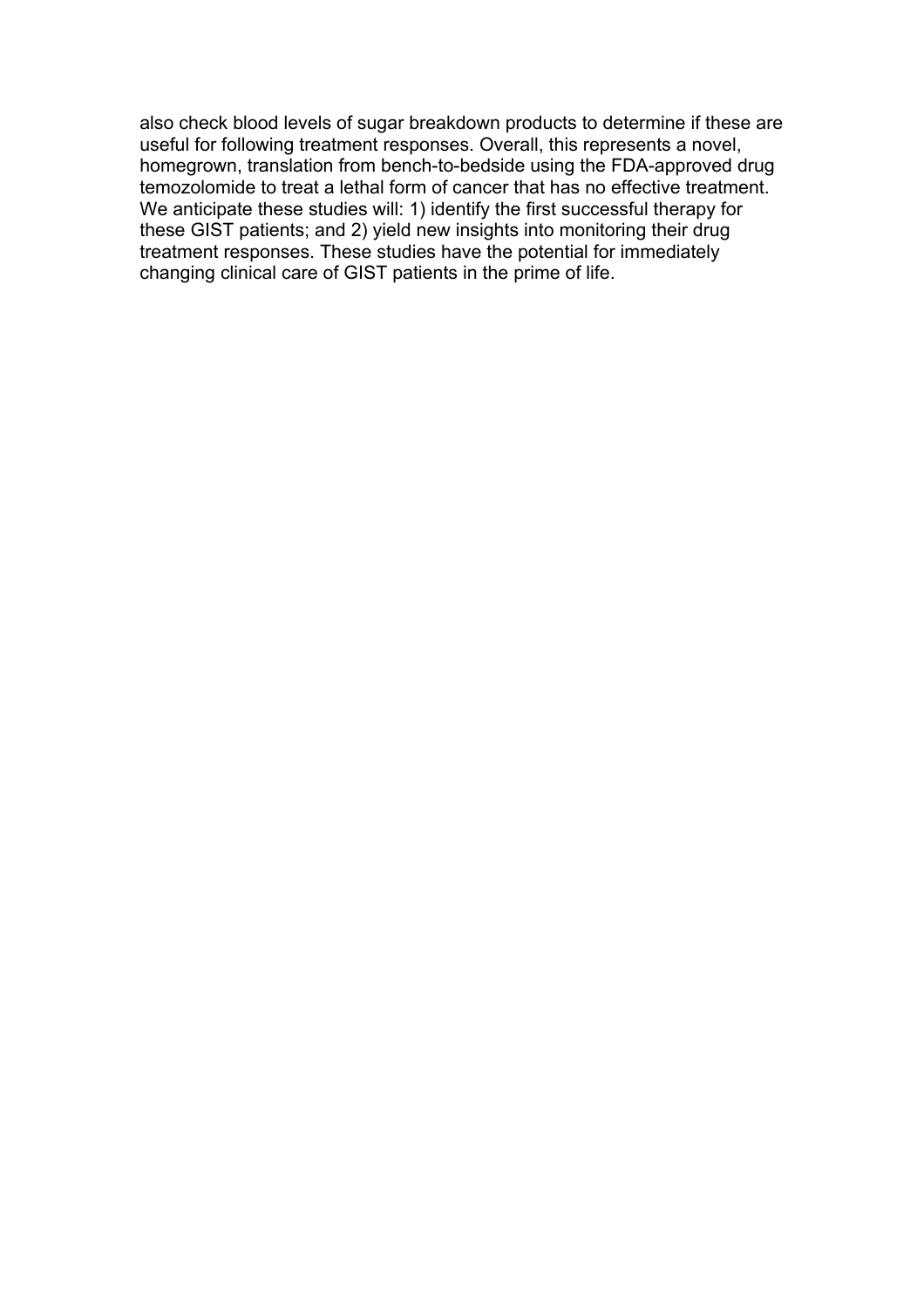also check blood levels of sugar breakdown products to determine if these are useful for following treatment responses. Overall, this represents a novel, homegrown, translation from bench-to-bedside using the FDA-approved drug temozolomide to treat a lethal form of cancer that has no effective treatment. We anticipate these studies will: 1) identify the first successful therapy for these GIST patients; and 2) yield new insights into monitoring their drug treatment responses. These studies have the potential for immediately changing clinical care of GIST patients in the prime of life.